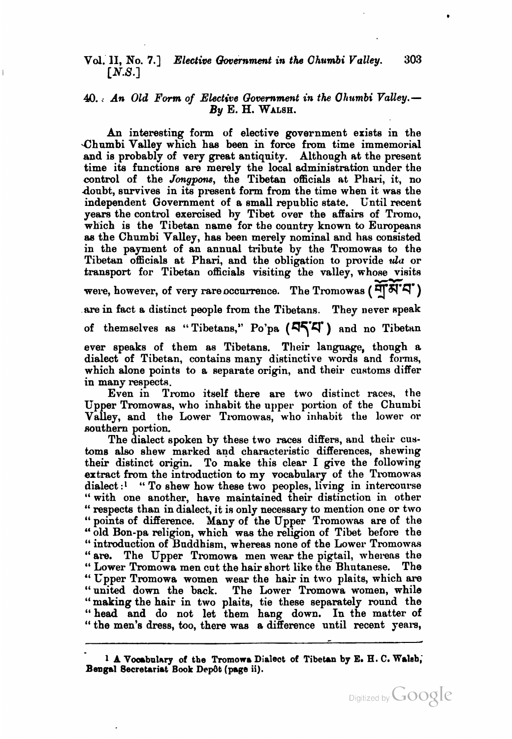## 40. *An Old Form of Elective Government in the Chumbi Valley.*—By E. H. Walsh.

An interesting form of elective government exists in the Chumbi Valley which has been in force from time immemorial and is probably of very great antiquity. Although at the present time its functions are merely the local administration under the control of the *Jongpons*, the Tibetan officials at Phari, it, no doubt, survives in its present form from the time when it was the independent Government of a small republic state. Until recent years the control exercised by Tibet over the affairs of Tromo, which is the Tibetan name for the country known to Europeans as the Chumbi Valley, has been merely nominal and has consisted in the payment of an annual tribute by the Tromowas to the Tibetan officials at Phari, and the obligation to provide *ula* or transport for Tibetan officials visiting the valley, whose visits were, however, of very rare occurrence. The Tromowas (གྲོ་མོ་བ་) are in fact a distinct people from the Tibetans. They never speak of themselves as "Tibetans," Po'pa (བོད་པ་) and no Tibetan ever speaks of them as Tibetans. Their language, though a dialect of Tibetan, contains many distinctive words and forms, which alone points to a separate origin, and their customs differ in many respects.

Even in Tromo itself there are two distinct races, the Upper Tromowas, who inhabit the upper portion of the Chumbi Valley, and the Lower Tromowas, who inhabit the lower or southern portion.

The dialect spoken by these two races differs, and their customs also shew marked and characteristic differences, shewing their distinct origin. To make this clear I give the following extract from the introduction to my vocabulary of the Tromowas dialect:[1] "To shew how these two peoples, living in intercourse "with one another, have maintained their distinction in other "respects than in dialect, it is only necessary to mention one or two "points of difference. Many of the Upper Tromowas are of the "old Bon-pa religion, which was the religion of Tibet before the "introduction of Buddhism, whereas none of the Lower Tromowas "are. The Upper Tromowa men wear the pigtail, whereas the "Lower Tromowa men cut the hair short like the Bhutanese. The "Upper Tromowa women wear the hair in two plaits, which are "united down the back. The Lower Tromowa women, while "making the hair in two plaits, tie these separately round the "head and do not let them hang down. In the matter of "the men's dress, too, there was a difference until recent years,

---

[1] A Vocabulary of the Tromowa Dialect of Tibetan by E. H. C. Walsh, Bengal Secretariat Book Depôt (page ii).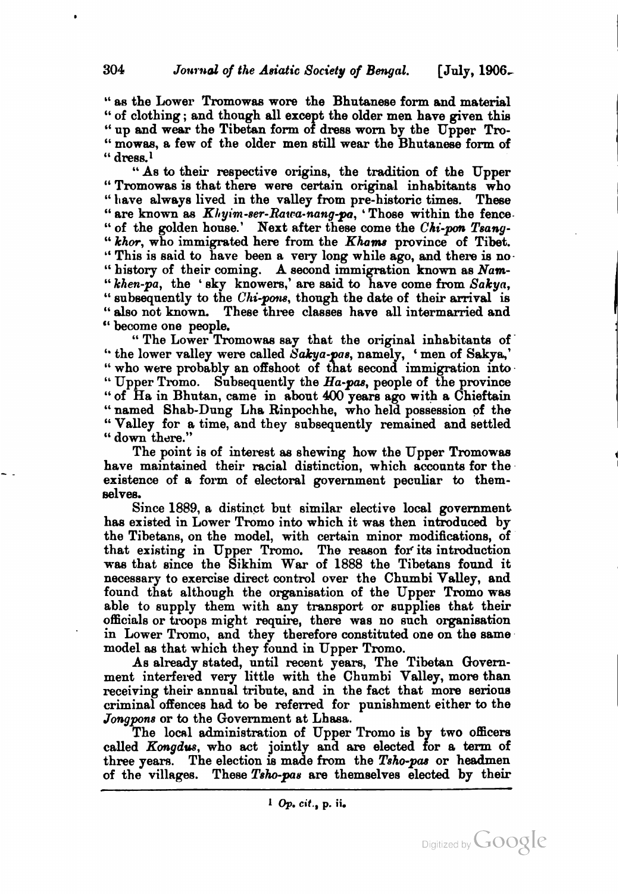"as the Lower Tromowas wore the Bhutanese form and material "of clothing; and though all except the older men have given this "up and wear the Tibetan form of dress worn by the Upper Tro- "mowas, a few of the older men still wear the Bhutanese form of "dress.[1]

"As to their respective origins, the tradition of the Upper "Tromowas is that there were certain original inhabitants who "have always lived in the valley from pre-historic times. These "are known as *Khyim-ser-Rawa-nang-pa*, 'Those within the fence "of the golden house.' Next after these come the *Chi-pon Tsang- "khor*, who immigrated here from the *Khams* province of Tibet. "This is said to have been a very long while ago, and there is no "history of their coming. A second immigration known as *Nam- "khen-pa*, the 'sky knowers,' are said to have come from *Sakya*, "subsequently to the *Chi-pons*, though the date of their arrival is "also not known. These three classes have all intermarried and "become one people.

"The Lower Tromowas say that the original inhabitants of "the lower valley were called *Sakya-pas*, namely, 'men of Sakya,' "who were probably an offshoot of that second immigration into "Upper Tromo. Subsequently the *Ha-pas*, people of the province "of Ha in Bhutan, came in about 400 years ago with a Chieftain "named Shab-Dung Lha Rinpochhe, who held possession of the "Valley for a time, and they subsequently remained and settled "down there."

The point is of interest as shewing how the Upper Tromowas have maintained their racial distinction, which accounts for the existence of a form of electoral government peculiar to themselves.

Since 1889, a distinct but similar elective local government has existed in Lower Tromo into which it was then introduced by the Tibetans, on the model, with certain minor modifications, of that existing in Upper Tromo. The reason for its introduction was that since the Sikhim War of 1888 the Tibetans found it necessary to exercise direct control over the Chumbi Valley, and found that although the organisation of the Upper Tromo was able to supply them with any transport or supplies that their officials or troops might require, there was no such organisation in Lower Tromo, and they therefore constituted one on the same model as that which they found in Upper Tromo.

As already stated, until recent years, The Tibetan Government interfered very little with the Chumbi Valley, more than receiving their annual tribute, and in the fact that more serious criminal offences had to be referred for punishment either to the *Jongpons* or to the Government at Lhasa.

The local administration of Upper Tromo is by two officers called *Kongdus*, who act jointly and are elected for a term of three years. The election is made from the *Tsho-pas* or headmen of the villages. These *Tsho-pas* are themselves elected by their

[1] *Op. cit.*, p. ii.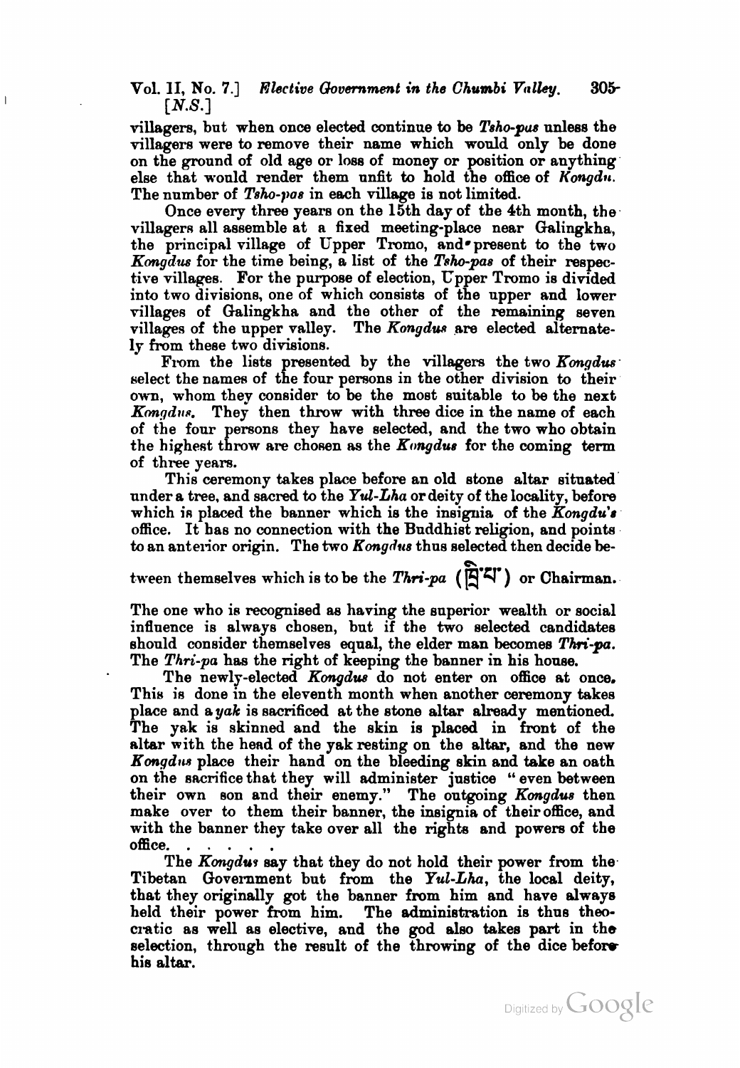villagers, but when once elected continue to be *Tsho-pus* unless the villagers were to remove their name which would only be done on the ground of old age or loss of money or position or anything else that would render them unfit to hold the office of *Kongdu*. The number of *Tsho-pas* in each village is not limited.

Once every three years on the 15th day of the 4th month, the villagers all assemble at a fixed meeting-place near Galingkha, the principal village of Upper Tromo, and present to the two *Kongdus* for the time being, a list of the *Tsho-pas* of their respective villages. For the purpose of election, Upper Tromo is divided into two divisions, one of which consists of the upper and lower villages of Galingkha and the other of the remaining seven villages of the upper valley. The *Kongdus* are elected alternately from these two divisions.

From the lists presented by the villagers the two *Kongdus* select the names of the four persons in the other division to their own, whom they consider to be the most suitable to be the next *Kongdus*. They then throw with three dice in the name of each of the four persons they have selected, and the two who obtain the highest throw are chosen as the *Kongdus* for the coming term of three years.

This ceremony takes place before an old stone altar situated under a tree, and sacred to the *Yul-Lha* or deity of the locality, before which is placed the banner which is the insignia of the *Kongdu's* office. It has no connection with the Buddhist religion, and points to an anterior origin. The two *Kongdus* thus selected then decide between themselves which is to be the *Thri-pa* (ཁྲི་པ་) or Chairman. The one who is recognised as having the superior wealth or social influence is always chosen, but if the two selected candidates should consider themselves equal, the elder man becomes *Thri-pa*. The *Thri-pa* has the right of keeping the banner in his house.

The newly-elected *Kongdus* do not enter on office at once. This is done in the eleventh month when another ceremony takes place and a *yak* is sacrificed at the stone altar already mentioned. The yak is skinned and the skin is placed in front of the altar with the head of the yak resting on the altar, and the new *Kongdus* place their hand on the bleeding skin and take an oath on the sacrifice that they will administer justice "even between their own son and their enemy." The outgoing *Kongdus* then make over to them their banner, the insignia of their office, and with the banner they take over all the rights and powers of the office. . . . . .

The *Kongdus* say that they do not hold their power from the Tibetan Government but from the *Yul-Lha*, the local deity, that they originally got the banner from him and have always held their power from him. The administration is thus theocratic as well as elective, and the god also takes part in the selection, through the result of the throwing of the dice before his altar.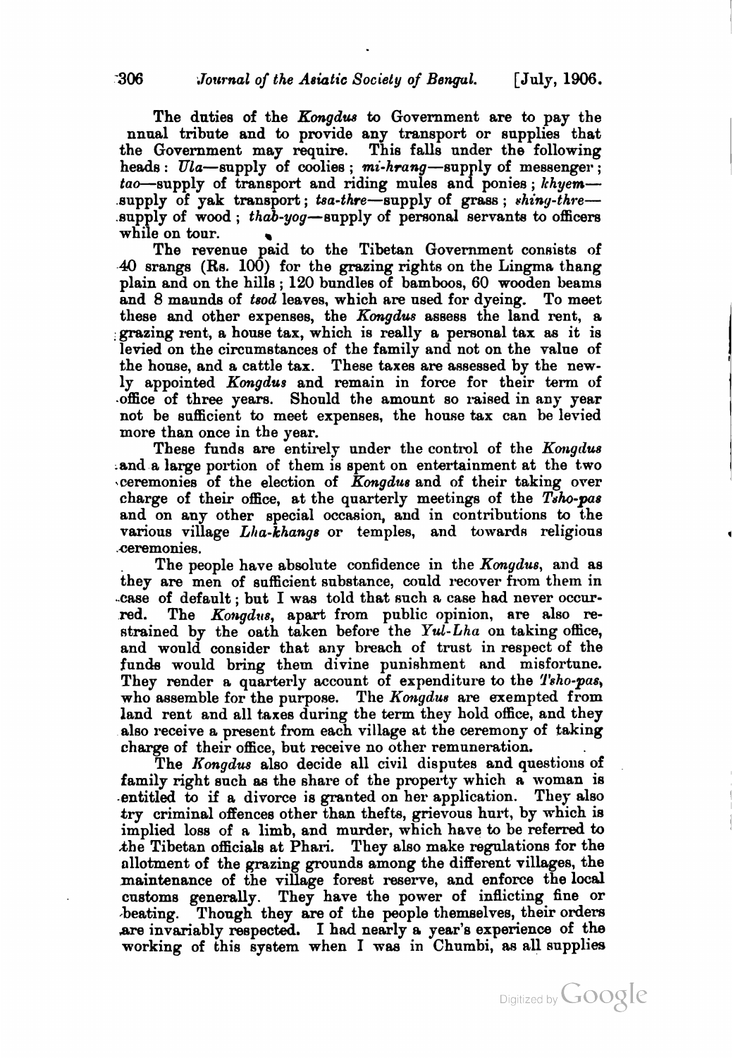The duties of the *Kongdus* to Government are to pay the nnual tribute and to provide any transport or supplies that the Government may require. This falls under the following heads: *Ula*—supply of coolies; *mi-hrang*—supply of messenger; *tao*—supply of transport and riding mules and ponies; *khyem*—supply of yak transport; *tsa-thre*—supply of grass; *shing-thre*—supply of wood; *thab-yog*—supply of personal servants to officers while on tour.

The revenue paid to the Tibetan Government consists of 40 srangs (Rs. 100) for the grazing rights on the Lingma thang plain and on the hills; 120 bundles of bamboos, 60 wooden beams and 8 maunds of *tsod* leaves, which are used for dyeing. To meet these and other expenses, the *Kongdus* assess the land rent, a grazing rent, a house tax, which is really a personal tax as it is levied on the circumstances of the family and not on the value of the house, and a cattle tax. These taxes are assessed by the newly appointed *Kongdus* and remain in force for their term of office of three years. Should the amount so raised in any year not be sufficient to meet expenses, the house tax can be levied more than once in the year.

These funds are entirely under the control of the *Kongdus* and a large portion of them is spent on entertainment at the two ceremonies of the election of *Kongdus* and of their taking over charge of their office, at the quarterly meetings of the *Tsho-pas* and on any other special occasion, and in contributions to the various village *Lha-khangs* or temples, and towards religious ceremonies.

The people have absolute confidence in the *Kongdus*, and as they are men of sufficient substance, could recover from them in case of default; but I was told that such a case had never occurred. The *Kongdus*, apart from public opinion, are also restrained by the oath taken before the *Yul-Lha* on taking office, and would consider that any breach of trust in respect of the funds would bring them divine punishment and misfortune. They render a quarterly account of expenditure to the *Tsho-pas*, who assemble for the purpose. The *Kongdus* are exempted from land rent and all taxes during the term they hold office, and they also receive a present from each village at the ceremony of taking charge of their office, but receive no other remuneration.

The *Kongdus* also decide all civil disputes and questions of family right such as the share of the property which a woman is entitled to if a divorce is granted on her application. They also try criminal offences other than thefts, grievous hurt, by which is implied loss of a limb, and murder, which have to be referred to the Tibetan officials at Phari. They also make regulations for the allotment of the grazing grounds among the different villages, the maintenance of the village forest reserve, and enforce the local customs generally. They have the power of inflicting fine or beating. Though they are of the people themselves, their orders are invariably respected. I had nearly a year's experience of the working of this system when I was in Chumbi, as all supplies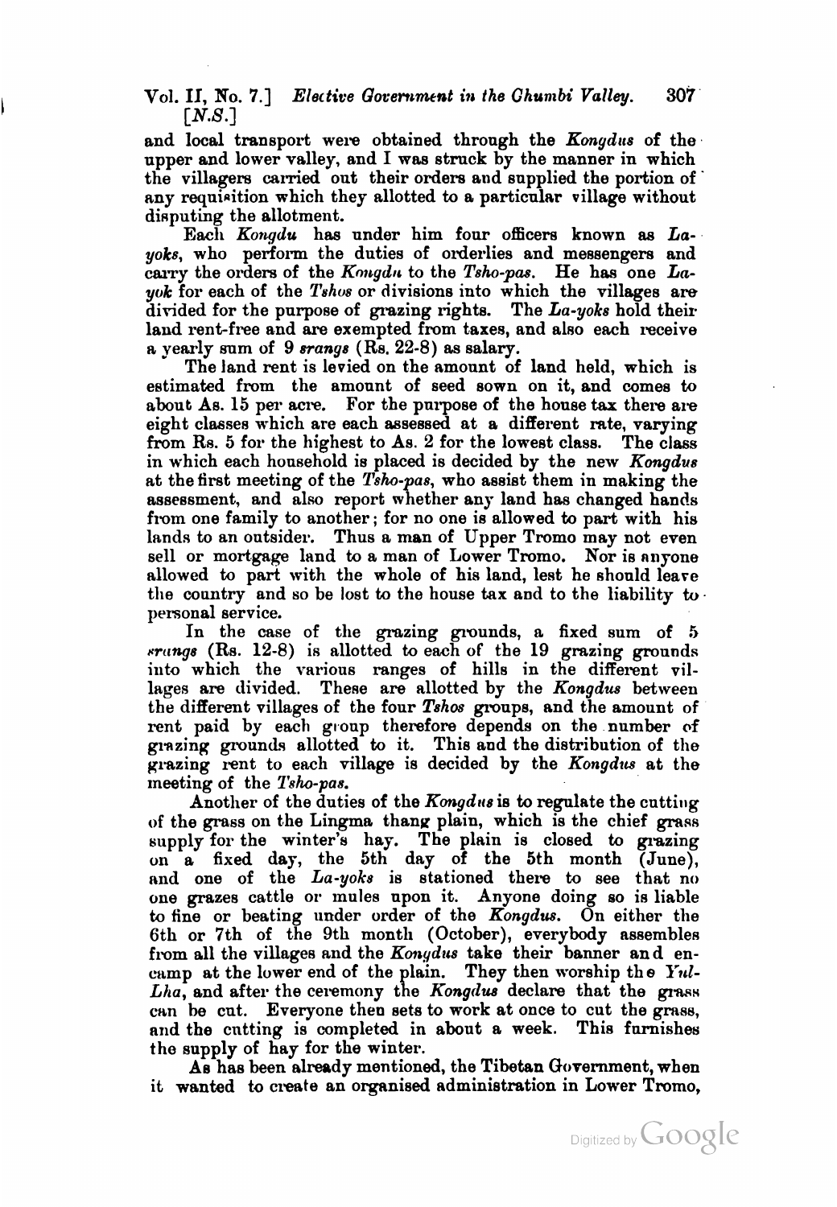and local transport were obtained through the *Kongdus* of the upper and lower valley, and I was struck by the manner in which the villagers carried out their orders and supplied the portion of any requisition which they allotted to a particular village without disputing the allotment.

Each *Kongdu* has under him four officers known as *La-yoks*, who perform the duties of orderlies and messengers and carry the orders of the *Kongdu* to the *Tsho-pas*. He has one *La-yok* for each of the *Tshos* or divisions into which the villages are divided for the purpose of grazing rights. The *La-yoks* hold their land rent-free and are exempted from taxes, and also each receive a yearly sum of 9 *srangs* (Rs. 22-8) as salary.

The land rent is levied on the amount of land held, which is estimated from the amount of seed sown on it, and comes to about As. 15 per acre. For the purpose of the house tax there are eight classes which are each assessed at a different rate, varying from Rs. 5 for the highest to As. 2 for the lowest class. The class in which each household is placed is decided by the new *Kongdus* at the first meeting of the *Tsho-pas*, who assist them in making the assessment, and also report whether any land has changed hands from one family to another; for no one is allowed to part with his lands to an outsider. Thus a man of Upper Tromo may not even sell or mortgage land to a man of Lower Tromo. Nor is anyone allowed to part with the whole of his land, lest he should leave the country and so be lost to the house tax and to the liability to personal service.

In the case of the grazing grounds, a fixed sum of 5 *srangs* (Rs. 12-8) is allotted to each of the 19 grazing grounds into which the various ranges of hills in the different villages are divided. These are allotted by the *Kongdus* between the different villages of the four *Tshos* groups, and the amount of rent paid by each group therefore depends on the number of grazing grounds allotted to it. This and the distribution of the grazing rent to each village is decided by the *Kongdus* at the meeting of the *Tsho-pas*.

Another of the duties of the *Kongdus* is to regulate the cutting of the grass on the Lingma thang plain, which is the chief grass supply for the winter's hay. The plain is closed to grazing on a fixed day, the 5th day of the 5th month (June), and one of the *La-yoks* is stationed there to see that no one grazes cattle or mules upon it. Anyone doing so is liable to fine or beating under order of the *Kongdus*. On either the 6th or 7th of the 9th month (October), everybody assembles from all the villages and the *Kongdus* take their banner and encamp at the lower end of the plain. They then worship the *Yul-Lha*, and after the ceremony the *Kongdus* declare that the grass can be cut. Everyone then sets to work at once to cut the grass, and the cutting is completed in about a week. This furnishes the supply of hay for the winter.

As has been already mentioned, the Tibetan Government, when it wanted to create an organised administration in Lower Tromo,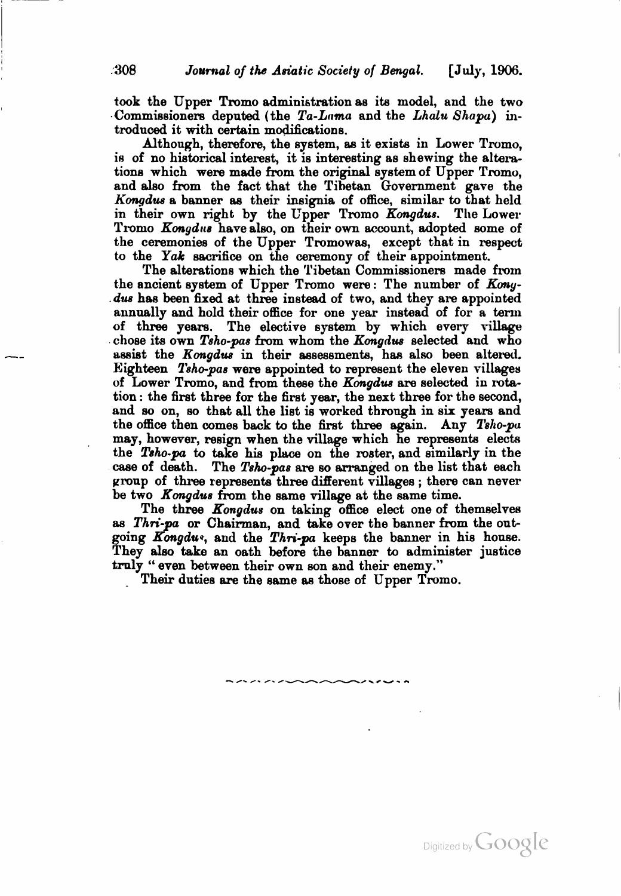took the Upper Tromo administration as its model, and the two Commissioners deputed (the *Ta-Lama* and the *Lhalu Shapa*) introduced it with certain modifications.

Although, therefore, the system, as it exists in Lower Tromo, is of no historical interest, it is interesting as shewing the alterations which were made from the original system of Upper Tromo, and also from the fact that the Tibetan Government gave the *Kongdus* a banner as their insignia of office, similar to that held in their own right by the Upper Tromo *Kongdus*. The Lower Tromo *Kongdus* have also, on their own account, adopted some of the ceremonies of the Upper Tromowas, except that in respect to the *Yak* sacrifice on the ceremony of their appointment.

The alterations which the Tibetan Commissioners made from the ancient system of Upper Tromo were: The number of *Kongdus* has been fixed at three instead of two, and they are appointed annually and hold their office for one year instead of for a term of three years. The elective system by which every village chose its own *Tsho-pas* from whom the *Kongdus* selected and who assist the *Kongdus* in their assessments, has also been altered. Eighteen *Tsho-pas* were appointed to represent the eleven villages of Lower Tromo, and from these the *Kongdus* are selected in rotation: the first three for the first year, the next three for the second, and so on, so that all the list is worked through in six years and the office then comes back to the first three again. Any *Tsho-pa* may, however, resign when the village which he represents elects the *Tsho-pa* to take his place on the roster, and similarly in the case of death. The *Tsho-pas* are so arranged on the list that each group of three represents three different villages; there can never be two *Kongdus* from the same village at the same time.

The three *Kongdus* on taking office elect one of themselves as *Thri-pa* or Chairman, and take over the banner from the outgoing *Kongdus*, and the *Thri-pa* keeps the banner in his house. They also take an oath before the banner to administer justice truly "even between their own son and their enemy."

Their duties are the same as those of Upper Tromo.